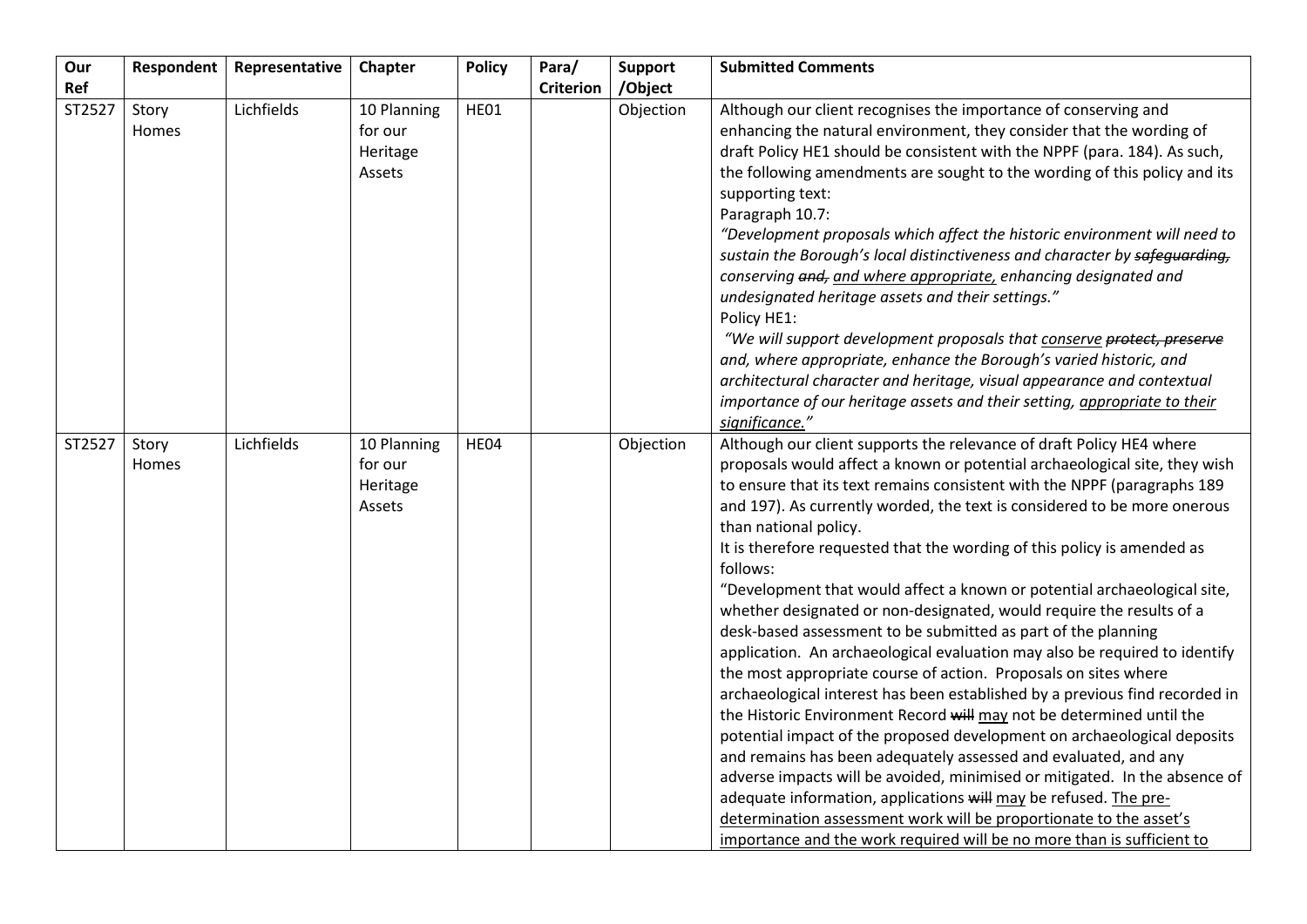| Our Ref | Respondent | Representative | Chapter | Policy | Para/ Criterion | Support /Object | Submitted Comments |
|---|---|---|---|---|---|---|---|
| ST2527 | Story Homes | Lichfields | 10 Planning for our Heritage Assets | HE01 | | Objection | Although our client recognises the importance of conserving and enhancing the natural environment, they consider that the wording of draft Policy HE1 should be consistent with the NPPF (para. 184). As such, the following amendments are sought to the wording of this policy and its supporting text:<br>Paragraph 10.7:<br>*"Development proposals which affect the historic environment will need to sustain the Borough's local distinctiveness and character by ~~safeguarding,~~ conserving ~~and,~~ <u>and where appropriate,</u> enhancing designated and undesignated heritage assets and their settings."*<br>Policy HE1:<br>*"We will support development proposals that <u>conserve</u> ~~protect, preserve~~ and, where appropriate, enhance the Borough's varied historic, and architectural character and heritage, visual appearance and contextual importance of our heritage assets and their setting, <u>appropriate to their significance.</u>"* |
| ST2527 | Story Homes | Lichfields | 10 Planning for our Heritage Assets | HE04 | | Objection | Although our client supports the relevance of draft Policy HE4 where proposals would affect a known or potential archaeological site, they wish to ensure that its text remains consistent with the NPPF (paragraphs 189 and 197). As currently worded, the text is considered to be more onerous than national policy.<br>It is therefore requested that the wording of this policy is amended as follows:<br>"Development that would affect a known or potential archaeological site, whether designated or non-designated, would require the results of a desk-based assessment to be submitted as part of the planning application. An archaeological evaluation may also be required to identify the most appropriate course of action. Proposals on sites where archaeological interest has been established by a previous find recorded in the Historic Environment Record ~~will~~ <u>may</u> not be determined until the potential impact of the proposed development on archaeological deposits and remains has been adequately assessed and evaluated, and any adverse impacts will be avoided, minimised or mitigated. In the absence of adequate information, applications ~~will~~ <u>may</u> be refused. <u>The pre-determination assessment work will be proportionate to the asset's importance and the work required will be no more than is sufficient to</u> |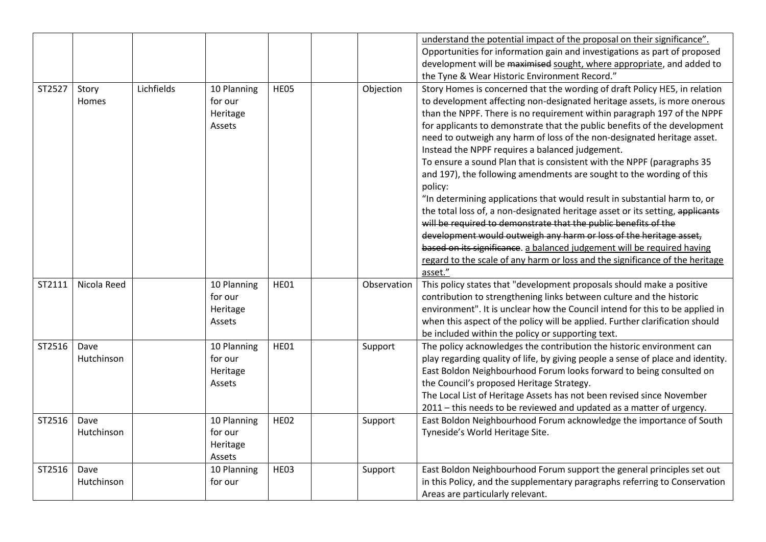| | | | | | | | |
|---|---|---|---|---|---|---|---|
| | | | | | | | <u>understand the potential impact of the proposal on their significance".</u> Opportunities for information gain and investigations as part of proposed development will be ~~maximised~~ <u>sought, where appropriate</u>, and added to the Tyne & Wear Historic Environment Record." |
| ST2527 | Story Homes | Lichfields | 10 Planning for our Heritage Assets | HE05 | | Objection | Story Homes is concerned that the wording of draft Policy HE5, in relation to development affecting non-designated heritage assets, is more onerous than the NPPF. There is no requirement within paragraph 197 of the NPPF for applicants to demonstrate that the public benefits of the development need to outweigh any harm of loss of the non-designated heritage asset. Instead the NPPF requires a balanced judgement.<br>To ensure a sound Plan that is consistent with the NPPF (paragraphs 35 and 197), the following amendments are sought to the wording of this policy:<br>"In determining applications that would result in substantial harm to, or the total loss of, a non-designated heritage asset or its setting, ~~applicants will be required to demonstrate that the public benefits of the development would outweigh any harm or loss of the heritage asset, based on its significance~~. <u>a balanced judgement will be required having regard to the scale of any harm or loss and the significance of the heritage asset.</u>" |
| ST2111 | Nicola Reed | | 10 Planning for our Heritage Assets | HE01 | | Observation | This policy states that "development proposals should make a positive contribution to strengthening links between culture and the historic environment". It is unclear how the Council intend for this to be applied in when this aspect of the policy will be applied. Further clarification should be included within the policy or supporting text. |
| ST2516 | Dave Hutchinson | | 10 Planning for our Heritage Assets | HE01 | | Support | The policy acknowledges the contribution the historic environment can play regarding quality of life, by giving people a sense of place and identity. East Boldon Neighbourhood Forum looks forward to being consulted on the Council's proposed Heritage Strategy.<br>The Local List of Heritage Assets has not been revised since November 2011 – this needs to be reviewed and updated as a matter of urgency. |
| ST2516 | Dave Hutchinson | | 10 Planning for our Heritage Assets | HE02 | | Support | East Boldon Neighbourhood Forum acknowledge the importance of South Tyneside's World Heritage Site. |
| ST2516 | Dave Hutchinson | | 10 Planning for our | HE03 | | Support | East Boldon Neighbourhood Forum support the general principles set out in this Policy, and the supplementary paragraphs referring to Conservation Areas are particularly relevant. |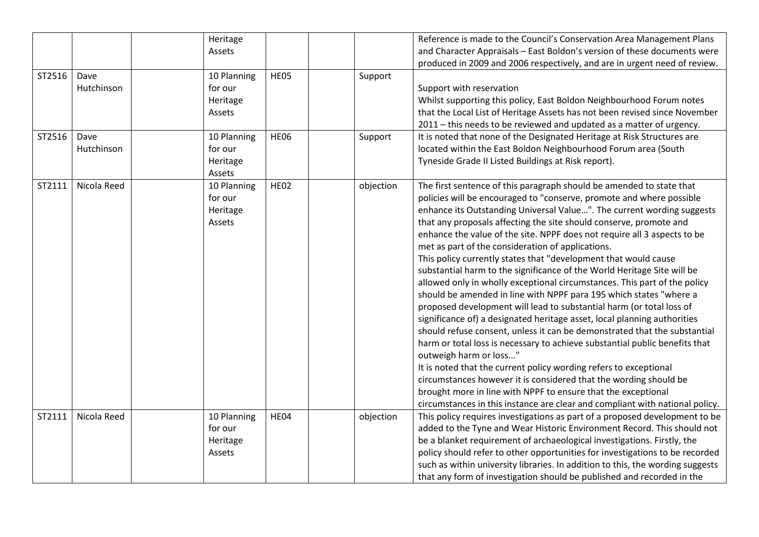| | | | | | | | |
|---|---|---|---|---|---|---|---|
| | | | Heritage Assets | | | | Reference is made to the Council's Conservation Area Management Plans and Character Appraisals – East Boldon's version of these documents were produced in 2009 and 2006 respectively, and are in urgent need of review. |
| ST2516 | Dave Hutchinson | | 10 Planning for our Heritage Assets | HE05 | | Support | Support with reservation<br>Whilst supporting this policy, East Boldon Neighbourhood Forum notes that the Local List of Heritage Assets has not been revised since November 2011 – this needs to be reviewed and updated as a matter of urgency. |
| ST2516 | Dave Hutchinson | | 10 Planning for our Heritage Assets | HE06 | | Support | It is noted that none of the Designated Heritage at Risk Structures are located within the East Boldon Neighbourhood Forum area (South Tyneside Grade II Listed Buildings at Risk report). |
| ST2111 | Nicola Reed | | 10 Planning for our Heritage Assets | HE02 | | objection | The first sentence of this paragraph should be amended to state that policies will be encouraged to "conserve, promote and where possible enhance its Outstanding Universal Value…". The current wording suggests that any proposals affecting the site should conserve, promote and enhance the value of the site. NPPF does not require all 3 aspects to be met as part of the consideration of applications.<br>This policy currently states that "development that would cause substantial harm to the significance of the World Heritage Site will be allowed only in wholly exceptional circumstances. This part of the policy should be amended in line with NPPF para 195 which states "where a proposed development will lead to substantial harm (or total loss of significance of) a designated heritage asset, local planning authorities should refuse consent, unless it can be demonstrated that the substantial harm or total loss is necessary to achieve substantial public benefits that outweigh harm or loss..."<br>It is noted that the current policy wording refers to exceptional circumstances however it is considered that the wording should be brought more in line with NPPF to ensure that the exceptional circumstances in this instance are clear and compliant with national policy. |
| ST2111 | Nicola Reed | | 10 Planning for our Heritage Assets | HE04 | | objection | This policy requires investigations as part of a proposed development to be added to the Tyne and Wear Historic Environment Record. This should not be a blanket requirement of archaeological investigations. Firstly, the policy should refer to other opportunities for investigations to be recorded such as within university libraries. In addition to this, the wording suggests that any form of investigation should be published and recorded in the |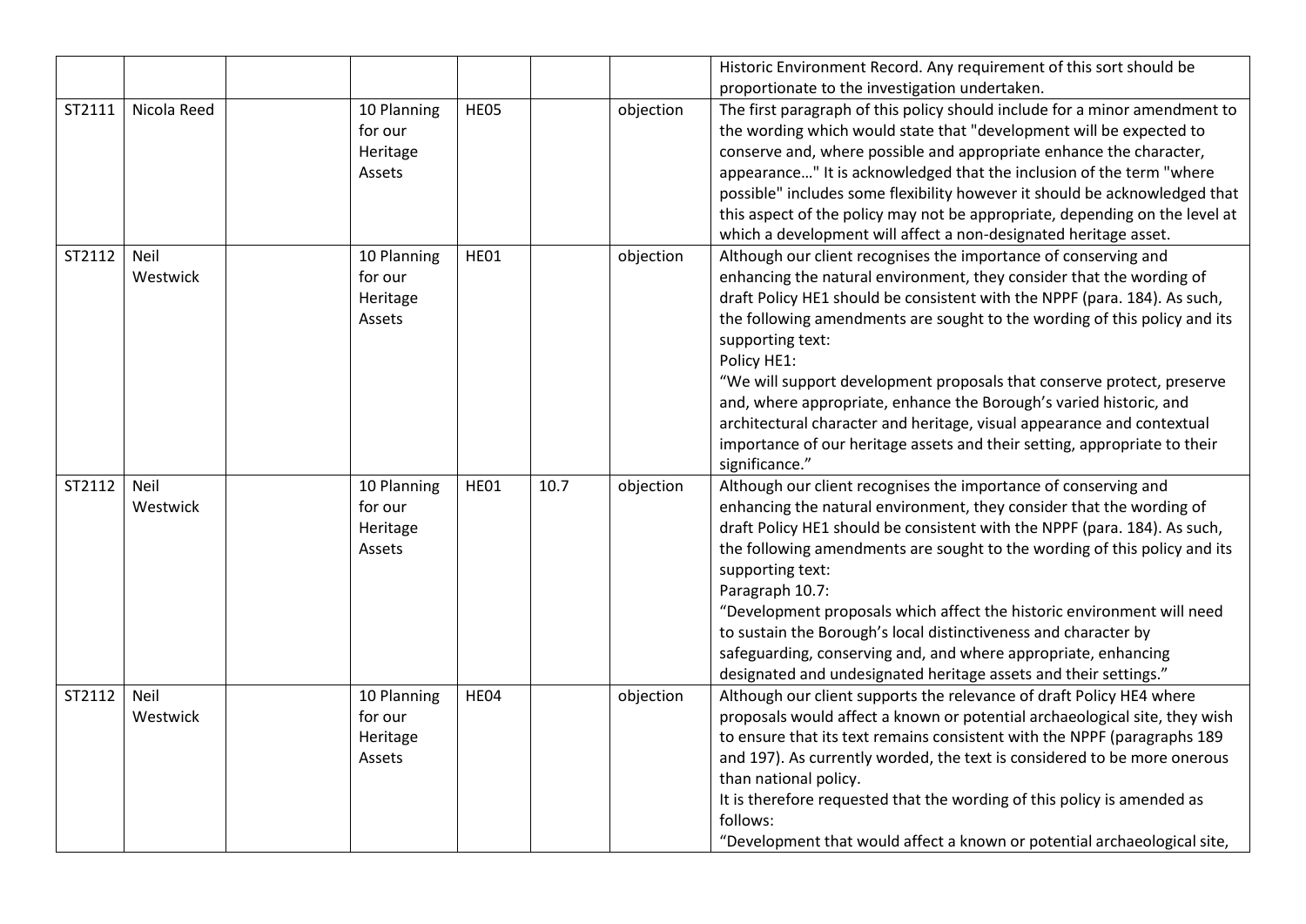| | | | | | | | |
|---|---|---|---|---|---|---|---|
| | | | | | | | Historic Environment Record. Any requirement of this sort should be proportionate to the investigation undertaken. |
| ST2111 | Nicola Reed | | 10 Planning for our Heritage Assets | HE05 | | objection | The first paragraph of this policy should include for a minor amendment to the wording which would state that "development will be expected to conserve and, where possible and appropriate enhance the character, appearance…" It is acknowledged that the inclusion of the term "where possible" includes some flexibility however it should be acknowledged that this aspect of the policy may not be appropriate, depending on the level at which a development will affect a non-designated heritage asset. |
| ST2112 | Neil Westwick | | 10 Planning for our Heritage Assets | HE01 | | objection | Although our client recognises the importance of conserving and enhancing the natural environment, they consider that the wording of draft Policy HE1 should be consistent with the NPPF (para. 184). As such, the following amendments are sought to the wording of this policy and its supporting text:<br>Policy HE1:<br>"We will support development proposals that conserve protect, preserve and, where appropriate, enhance the Borough's varied historic, and architectural character and heritage, visual appearance and contextual importance of our heritage assets and their setting, appropriate to their significance." |
| ST2112 | Neil Westwick | | 10 Planning for our Heritage Assets | HE01 | 10.7 | objection | Although our client recognises the importance of conserving and enhancing the natural environment, they consider that the wording of draft Policy HE1 should be consistent with the NPPF (para. 184). As such, the following amendments are sought to the wording of this policy and its supporting text:<br>Paragraph 10.7:<br>"Development proposals which affect the historic environment will need to sustain the Borough's local distinctiveness and character by safeguarding, conserving and, and where appropriate, enhancing designated and undesignated heritage assets and their settings." |
| ST2112 | Neil Westwick | | 10 Planning for our Heritage Assets | HE04 | | objection | Although our client supports the relevance of draft Policy HE4 where proposals would affect a known or potential archaeological site, they wish to ensure that its text remains consistent with the NPPF (paragraphs 189 and 197). As currently worded, the text is considered to be more onerous than national policy.<br>It is therefore requested that the wording of this policy is amended as follows:<br>"Development that would affect a known or potential archaeological site, |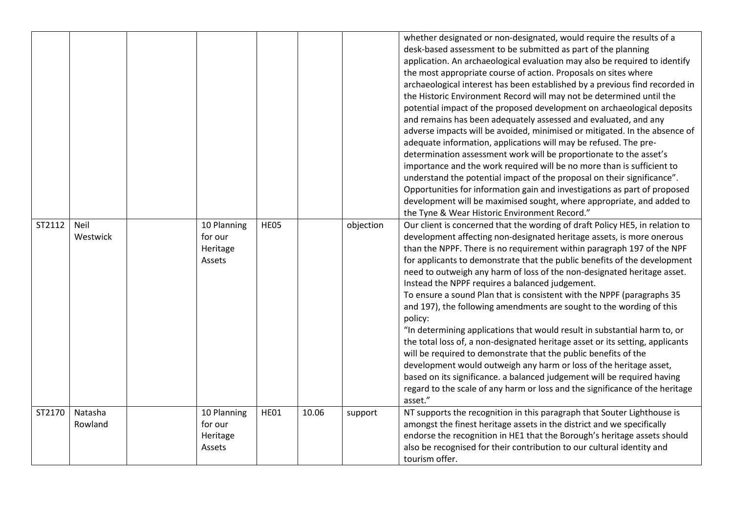|  |  |  |  |  |  |  | whether designated or non-designated, would require the results of a desk-based assessment to be submitted as part of the planning application. An archaeological evaluation may also be required to identify the most appropriate course of action. Proposals on sites where archaeological interest has been established by a previous find recorded in the Historic Environment Record will may not be determined until the potential impact of the proposed development on archaeological deposits and remains has been adequately assessed and evaluated, and any adverse impacts will be avoided, minimised or mitigated. In the absence of adequate information, applications will may be refused. The pre-determination assessment work will be proportionate to the asset's importance and the work required will be no more than is sufficient to understand the potential impact of the proposal on their significance". Opportunities for information gain and investigations as part of proposed development will be maximised sought, where appropriate, and added to the Tyne & Wear Historic Environment Record." |
|---|---|---|---|---|---|---|---|
| ST2112 | Neil Westwick |  | 10 Planning for our Heritage Assets | HE05 |  | objection | Our client is concerned that the wording of draft Policy HE5, in relation to development affecting non-designated heritage assets, is more onerous than the NPPF. There is no requirement within paragraph 197 of the NPF for applicants to demonstrate that the public benefits of the development need to outweigh any harm of loss of the non-designated heritage asset. Instead the NPPF requires a balanced judgement.<br>To ensure a sound Plan that is consistent with the NPPF (paragraphs 35 and 197), the following amendments are sought to the wording of this policy:<br>"In determining applications that would result in substantial harm to, or the total loss of, a non-designated heritage asset or its setting, applicants will be required to demonstrate that the public benefits of the development would outweigh any harm or loss of the heritage asset, based on its significance. a balanced judgement will be required having regard to the scale of any harm or loss and the significance of the heritage asset." |
| ST2170 | Natasha Rowland |  | 10 Planning for our Heritage Assets | HE01 | 10.06 | support | NT supports the recognition in this paragraph that Souter Lighthouse is amongst the finest heritage assets in the district and we specifically endorse the recognition in HE1 that the Borough's heritage assets should also be recognised for their contribution to our cultural identity and tourism offer. |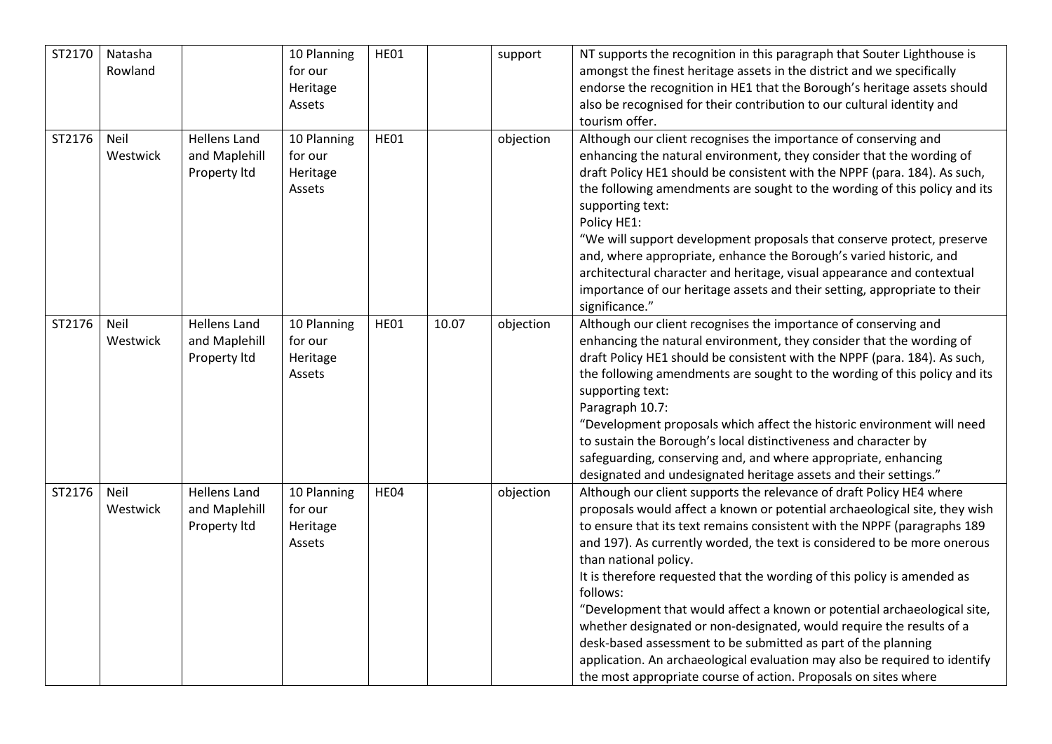| ST2170 | Natasha Rowland | | 10 Planning for our Heritage Assets | HE01 | | support | NT supports the recognition in this paragraph that Souter Lighthouse is amongst the finest heritage assets in the district and we specifically endorse the recognition in HE1 that the Borough's heritage assets should also be recognised for their contribution to our cultural identity and tourism offer. |
|---|---|---|---|---|---|---|---|
| ST2176 | Neil Westwick | Hellens Land and Maplehill Property ltd | 10 Planning for our Heritage Assets | HE01 | | objection | Although our client recognises the importance of conserving and enhancing the natural environment, they consider that the wording of draft Policy HE1 should be consistent with the NPPF (para. 184). As such, the following amendments are sought to the wording of this policy and its supporting text:<br>Policy HE1:<br>"We will support development proposals that conserve protect, preserve and, where appropriate, enhance the Borough's varied historic, and architectural character and heritage, visual appearance and contextual importance of our heritage assets and their setting, appropriate to their significance." |
| ST2176 | Neil Westwick | Hellens Land and Maplehill Property ltd | 10 Planning for our Heritage Assets | HE01 | 10.07 | objection | Although our client recognises the importance of conserving and enhancing the natural environment, they consider that the wording of draft Policy HE1 should be consistent with the NPPF (para. 184). As such, the following amendments are sought to the wording of this policy and its supporting text:<br>Paragraph 10.7:<br>"Development proposals which affect the historic environment will need to sustain the Borough's local distinctiveness and character by safeguarding, conserving and, and where appropriate, enhancing designated and undesignated heritage assets and their settings." |
| ST2176 | Neil Westwick | Hellens Land and Maplehill Property ltd | 10 Planning for our Heritage Assets | HE04 | | objection | Although our client supports the relevance of draft Policy HE4 where proposals would affect a known or potential archaeological site, they wish to ensure that its text remains consistent with the NPPF (paragraphs 189 and 197). As currently worded, the text is considered to be more onerous than national policy.<br>It is therefore requested that the wording of this policy is amended as follows:<br>"Development that would affect a known or potential archaeological site, whether designated or non-designated, would require the results of a desk-based assessment to be submitted as part of the planning application. An archaeological evaluation may also be required to identify the most appropriate course of action. Proposals on sites where |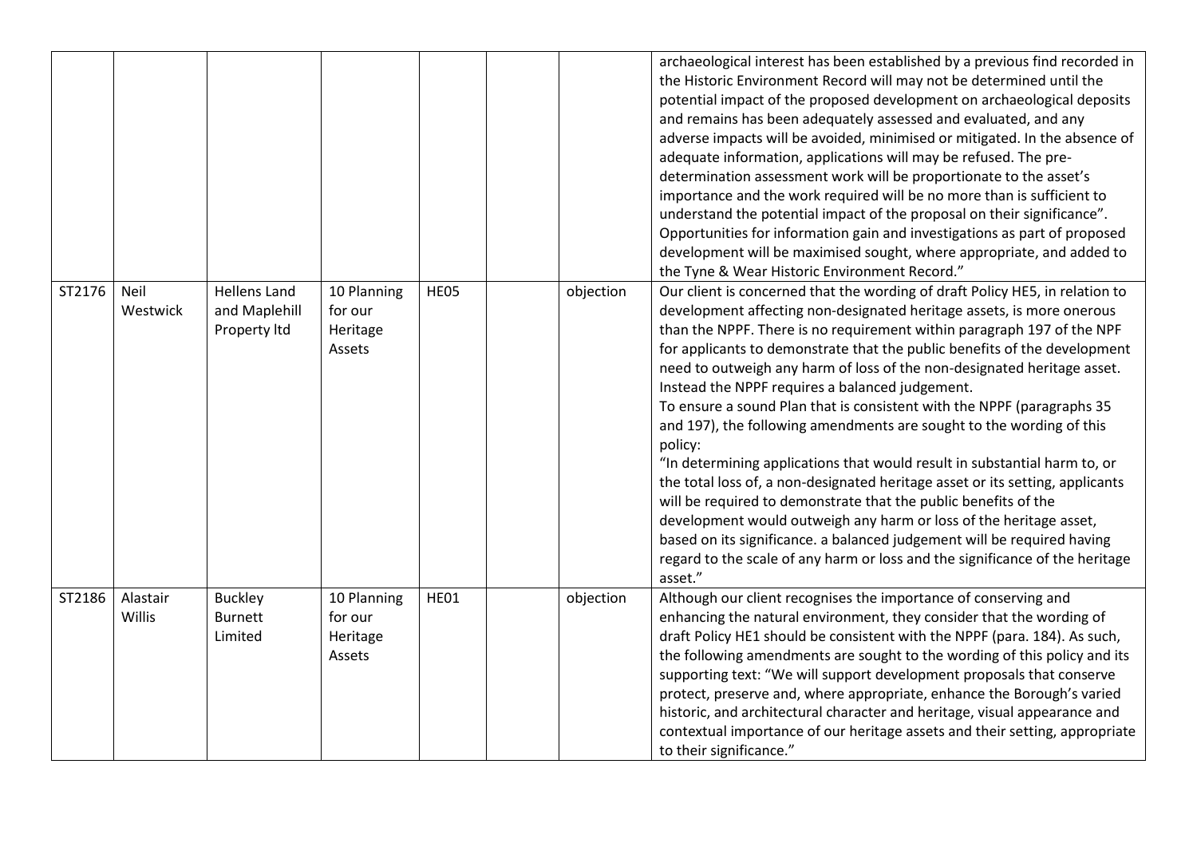| | | | | | | | archaeological interest has been established by a previous find recorded in the Historic Environment Record will may not be determined until the potential impact of the proposed development on archaeological deposits and remains has been adequately assessed and evaluated, and any adverse impacts will be avoided, minimised or mitigated. In the absence of adequate information, applications will may be refused. The pre-determination assessment work will be proportionate to the asset's importance and the work required will be no more than is sufficient to understand the potential impact of the proposal on their significance". Opportunities for information gain and investigations as part of proposed development will be maximised sought, where appropriate, and added to the Tyne & Wear Historic Environment Record." |
|---|---|---|---|---|---|---|---|
| ST2176 | Neil Westwick | Hellens Land and Maplehill Property ltd | 10 Planning for our Heritage Assets | HE05 | | objection | Our client is concerned that the wording of draft Policy HE5, in relation to development affecting non-designated heritage assets, is more onerous than the NPPF. There is no requirement within paragraph 197 of the NPF for applicants to demonstrate that the public benefits of the development need to outweigh any harm of loss of the non-designated heritage asset. Instead the NPPF requires a balanced judgement.<br>To ensure a sound Plan that is consistent with the NPPF (paragraphs 35 and 197), the following amendments are sought to the wording of this policy:<br>"In determining applications that would result in substantial harm to, or the total loss of, a non-designated heritage asset or its setting, applicants will be required to demonstrate that the public benefits of the development would outweigh any harm or loss of the heritage asset, based on its significance. a balanced judgement will be required having regard to the scale of any harm or loss and the significance of the heritage asset." |
| ST2186 | Alastair Willis | Buckley Burnett Limited | 10 Planning for our Heritage Assets | HE01 | | objection | Although our client recognises the importance of conserving and enhancing the natural environment, they consider that the wording of draft Policy HE1 should be consistent with the NPPF (para. 184). As such, the following amendments are sought to the wording of this policy and its supporting text: "We will support development proposals that conserve protect, preserve and, where appropriate, enhance the Borough's varied historic, and architectural character and heritage, visual appearance and contextual importance of our heritage assets and their setting, appropriate to their significance." |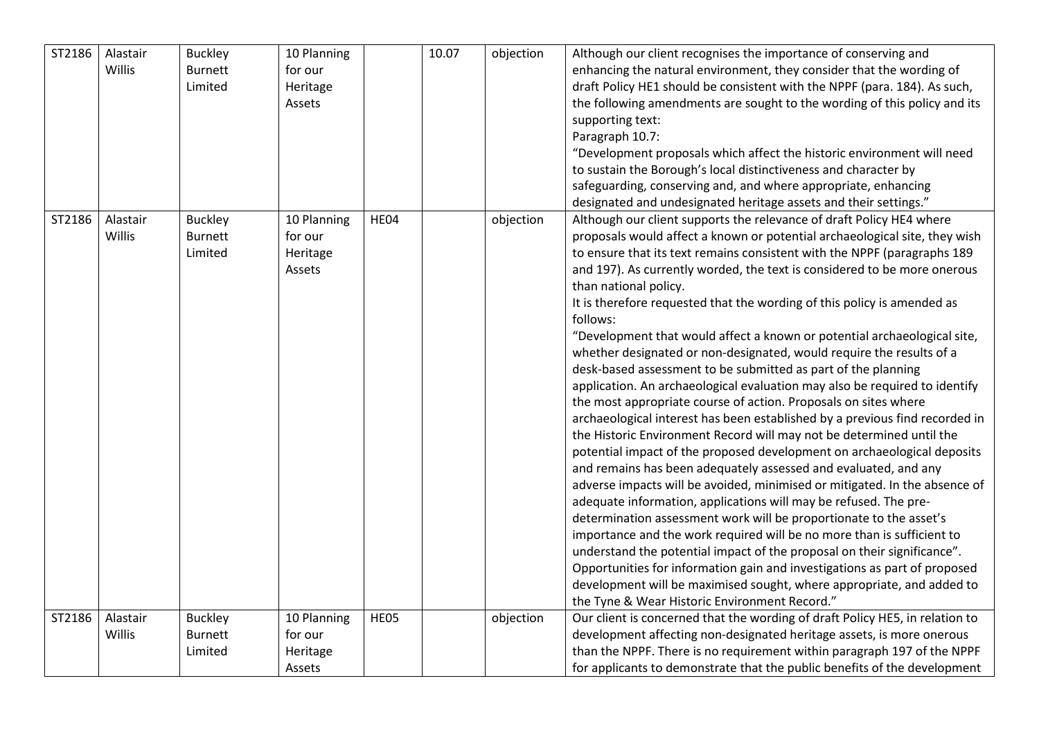| ST2186 | Alastair Willis | Buckley Burnett Limited | 10 Planning for our Heritage Assets | | 10.07 | objection | Although our client recognises the importance of conserving and enhancing the natural environment, they consider that the wording of draft Policy HE1 should be consistent with the NPPF (para. 184). As such, the following amendments are sought to the wording of this policy and its supporting text:<br>Paragraph 10.7:<br>"Development proposals which affect the historic environment will need to sustain the Borough's local distinctiveness and character by safeguarding, conserving and, and where appropriate, enhancing designated and undesignated heritage assets and their settings." |
|---|---|---|---|---|---|---|---|
| ST2186 | Alastair Willis | Buckley Burnett Limited | 10 Planning for our Heritage Assets | HE04 | | objection | Although our client supports the relevance of draft Policy HE4 where proposals would affect a known or potential archaeological site, they wish to ensure that its text remains consistent with the NPPF (paragraphs 189 and 197). As currently worded, the text is considered to be more onerous than national policy.<br>It is therefore requested that the wording of this policy is amended as follows:<br>"Development that would affect a known or potential archaeological site, whether designated or non-designated, would require the results of a desk-based assessment to be submitted as part of the planning application. An archaeological evaluation may also be required to identify the most appropriate course of action. Proposals on sites where archaeological interest has been established by a previous find recorded in the Historic Environment Record will may not be determined until the potential impact of the proposed development on archaeological deposits and remains has been adequately assessed and evaluated, and any adverse impacts will be avoided, minimised or mitigated. In the absence of adequate information, applications will may be refused. The pre-determination assessment work will be proportionate to the asset's importance and the work required will be no more than is sufficient to understand the potential impact of the proposal on their significance".<br>Opportunities for information gain and investigations as part of proposed development will be maximised sought, where appropriate, and added to the Tyne & Wear Historic Environment Record." |
| ST2186 | Alastair Willis | Buckley Burnett Limited | 10 Planning for our Heritage Assets | HE05 | | objection | Our client is concerned that the wording of draft Policy HE5, in relation to development affecting non-designated heritage assets, is more onerous than the NPPF. There is no requirement within paragraph 197 of the NPPF for applicants to demonstrate that the public benefits of the development |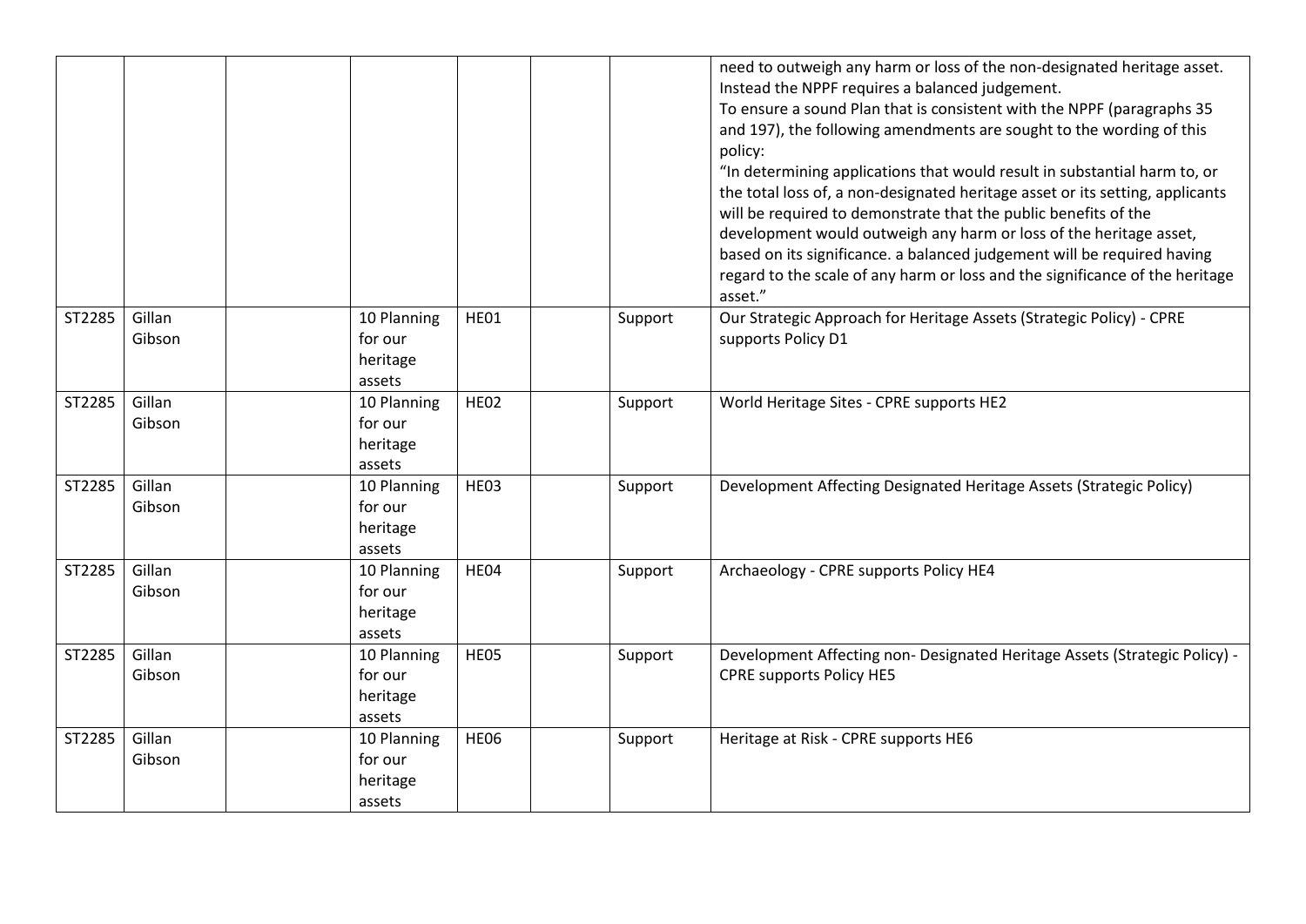| | | | | | | | |
|---|---|---|---|---|---|---|---|
| | | | | | | | need to outweigh any harm or loss of the non-designated heritage asset. Instead the NPPF requires a balanced judgement. To ensure a sound Plan that is consistent with the NPPF (paragraphs 35 and 197), the following amendments are sought to the wording of this policy: "In determining applications that would result in substantial harm to, or the total loss of, a non-designated heritage asset or its setting, applicants will be required to demonstrate that the public benefits of the development would outweigh any harm or loss of the heritage asset, based on its significance. a balanced judgement will be required having regard to the scale of any harm or loss and the significance of the heritage asset." |
| ST2285 | Gillan Gibson | | 10 Planning for our heritage assets | HE01 | | Support | Our Strategic Approach for Heritage Assets (Strategic Policy) - CPRE supports Policy D1 |
| ST2285 | Gillan Gibson | | 10 Planning for our heritage assets | HE02 | | Support | World Heritage Sites - CPRE supports HE2 |
| ST2285 | Gillan Gibson | | 10 Planning for our heritage assets | HE03 | | Support | Development Affecting Designated Heritage Assets (Strategic Policy) |
| ST2285 | Gillan Gibson | | 10 Planning for our heritage assets | HE04 | | Support | Archaeology - CPRE supports Policy HE4 |
| ST2285 | Gillan Gibson | | 10 Planning for our heritage assets | HE05 | | Support | Development Affecting non- Designated Heritage Assets (Strategic Policy) - CPRE supports Policy HE5 |
| ST2285 | Gillan Gibson | | 10 Planning for our heritage assets | HE06 | | Support | Heritage at Risk - CPRE supports HE6 |